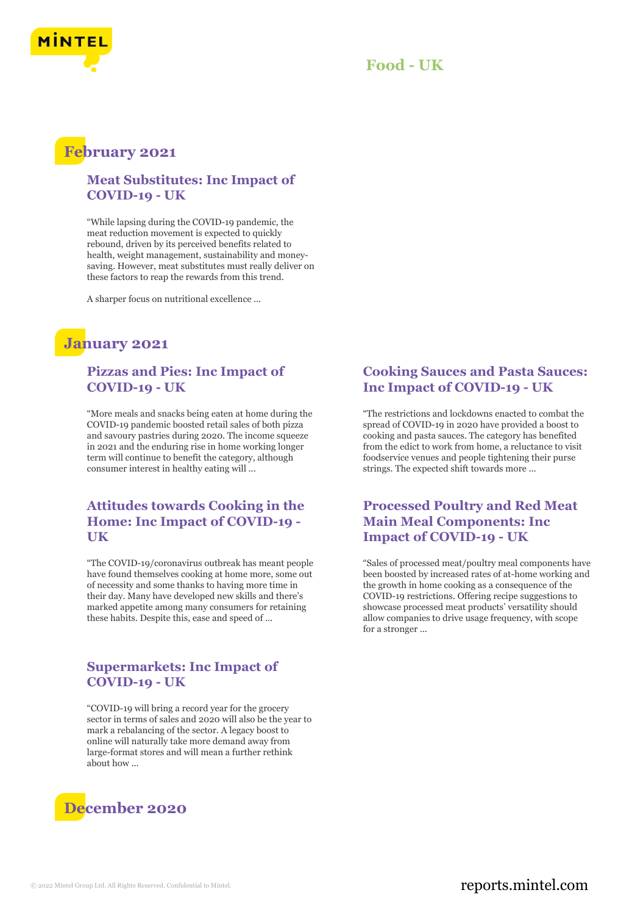# Food - UK

## February 2021

### Meat Substitutes: Inc Impact of COVID-19 - UK

"While lapsing during the COVID-19 pandemic, the meat reduction movement is expected to quickly rebound, driven by its perceived benefits related to health, weight management, sustainability and money-saving. However, meat substitutes must really deliver on these factors to reap the rewards from this trend.

A sharper focus on nutritional excellence ...

## January 2021

### Pizzas and Pies: Inc Impact of COVID-19 - UK

"More meals and snacks being eaten at home during the COVID-19 pandemic boosted retail sales of both pizza and savoury pastries during 2020. The income squeeze in 2021 and the enduring rise in home working longer term will continue to benefit the category, although consumer interest in healthy eating will ...

### Cooking Sauces and Pasta Sauces: Inc Impact of COVID-19 - UK

"The restrictions and lockdowns enacted to combat the spread of COVID-19 in 2020 have provided a boost to cooking and pasta sauces. The category has benefited from the edict to work from home, a reluctance to visit foodservice venues and people tightening their purse strings. The expected shift towards more ...

### Attitudes towards Cooking in the Home: Inc Impact of COVID-19 - UK

"The COVID-19/coronavirus outbreak has meant people have found themselves cooking at home more, some out of necessity and some thanks to having more time in their day. Many have developed new skills and there's marked appetite among many consumers for retaining these habits. Despite this, ease and speed of ...

### Processed Poultry and Red Meat Main Meal Components: Inc Impact of COVID-19 - UK

"Sales of processed meat/poultry meal components have been boosted by increased rates of at-home working and the growth in home cooking as a consequence of the COVID-19 restrictions. Offering recipe suggestions to showcase processed meat products' versatility should allow companies to drive usage frequency, with scope for a stronger ...

### Supermarkets: Inc Impact of COVID-19 - UK

"COVID-19 will bring a record year for the grocery sector in terms of sales and 2020 will also be the year to mark a rebalancing of the sector. A legacy boost to online will naturally take more demand away from large-format stores and will mean a further rethink about how ...

## December 2020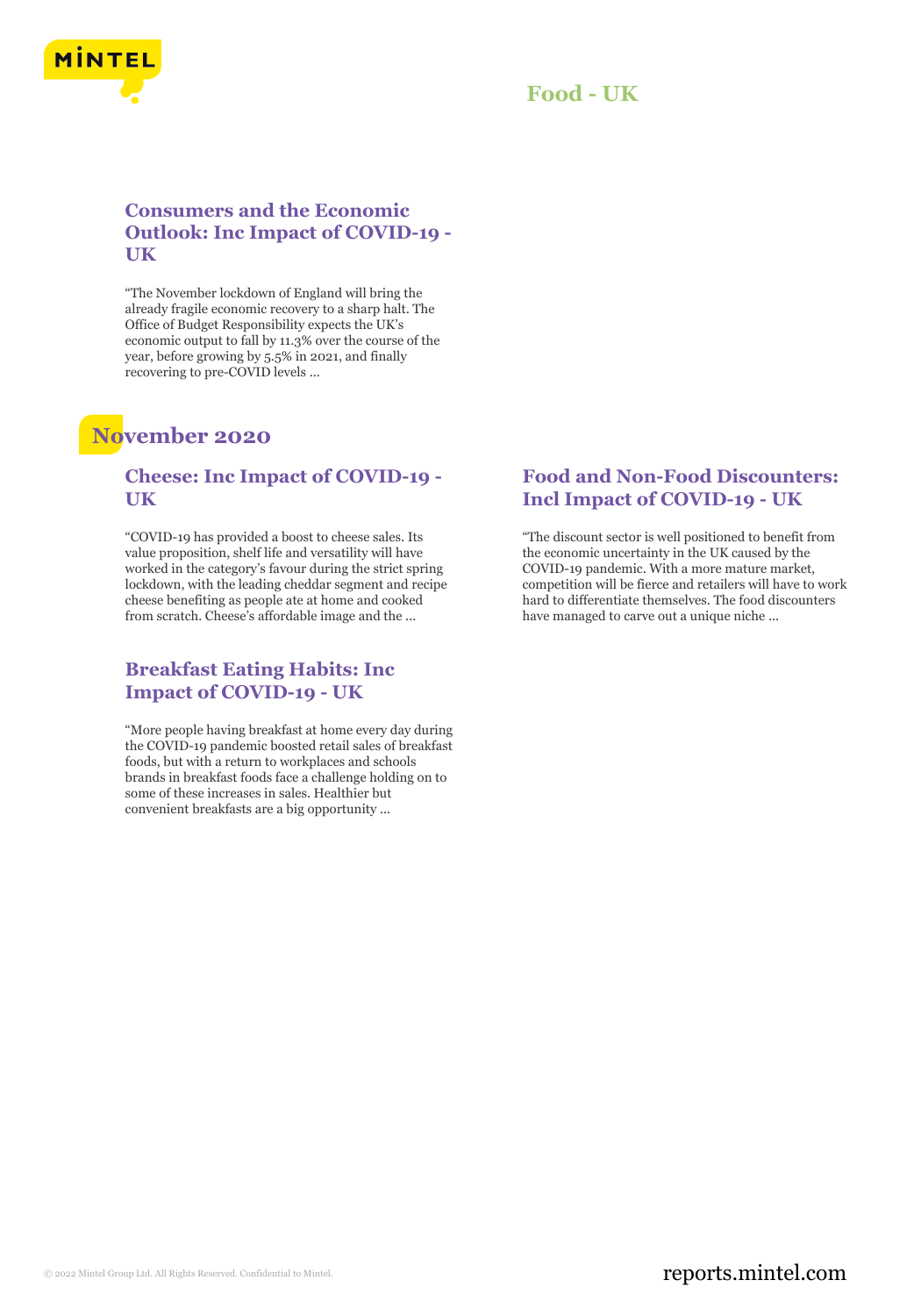# Food - UK

### Consumers and the Economic Outlook: Inc Impact of COVID-19 - UK

"The November lockdown of England will bring the already fragile economic recovery to a sharp halt. The Office of Budget Responsibility expects the UK's economic output to fall by 11.3% over the course of the year, before growing by 5.5% in 2021, and finally recovering to pre-COVID levels ...

## November 2020

### Cheese: Inc Impact of COVID-19 - UK

"COVID-19 has provided a boost to cheese sales. Its value proposition, shelf life and versatility will have worked in the category's favour during the strict spring lockdown, with the leading cheddar segment and recipe cheese benefiting as people ate at home and cooked from scratch. Cheese's affordable image and the ...

### Breakfast Eating Habits: Inc Impact of COVID-19 - UK

"More people having breakfast at home every day during the COVID-19 pandemic boosted retail sales of breakfast foods, but with a return to workplaces and schools brands in breakfast foods face a challenge holding on to some of these increases in sales. Healthier but convenient breakfasts are a big opportunity ...

### Food and Non-Food Discounters: Incl Impact of COVID-19 - UK

"The discount sector is well positioned to benefit from the economic uncertainty in the UK caused by the COVID-19 pandemic. With a more mature market, competition will be fierce and retailers will have to work hard to differentiate themselves. The food discounters have managed to carve out a unique niche ...